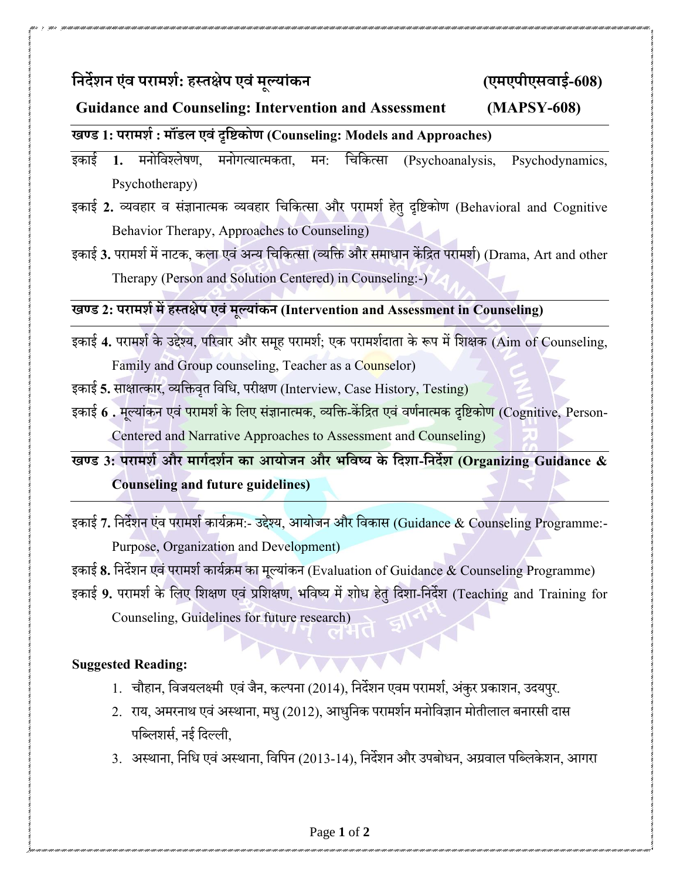# निर्देशन एंव परामर्श: हस्तक्षेप एवं मूल्यांकन (एमएपीएसवाई-608)

# Guidance and Counseling: Intervention and Assessment (MAPSY-608)

## खण्ड 1: परामर्श : मॉडल एवं दृष्टिकोण (Counseling: Models and Approaches)

इकाई **1.** मनोविश्लेषण, मनोगत्यात्मकता, मन: चिकित्सा (Psychoanalysis, Psychodynamics, Psychotherapy)

इकाई **2.** व्यवहार व संज्ञानात्मक व्यवहार चिकित्सा और परामर्श हेतु दृष्टिकोण (Behavioral and Cognitive Behavior Therapy, Approaches to Counseling)

इकाई **3.** परामर्श में नाटक, कला एवं अन्य चिकित्सा (व्यक्ति और समाधान केंद्रित परामर्श) (Drama, Art and other Therapy (Person and Solution Centered) in Counseling:-)

## खण्ड 2: परामर्श में हस्तक्षेप एवं मूल्यांकन (Intervention and Assessment in Counseling)

इकाई **4.** परामर्श के उद्देश्य, परिवार और समूह परामर्श; एक परामर्शदाता के रूप में शिक्षक (Aim of Counseling, Family and Group counseling, Teacher as a Counselor)

इकाई **5.** साक्षात्कार, व्यक्तिवृत विधि, परीक्षण (Interview, Case History, Testing)

इकाई **6 .** मूल्यांकन एवं परामर्श के लिए संज्ञानात्मक, व्यक्ति-केंद्रित एवं वर्णनात्मक दृष्टिकोण (Cognitive, Person-Centered and Narrative Approaches to Assessment and Counseling)

## खण्ड 3: परामर्श और मार्गदर्शन का आयोजन और भविष्य के दिशा-निर्देश (Organizing Guidance & Counseling and future guidelines)

इकाई **7.** निर्देशन एंव परामर्श कार्यक्रम:- उद्देश्य, आयोजन और विकास (Guidance & Counseling Programme:- Purpose, Organization and Development)

इकाई **8.** निर्देशन एवं परामर्श कार्यक्रम का मूल्यांकन (Evaluation of Guidance & Counseling Programme)

इकाई **9.** परामर्श के लिए शिक्षण एवं प्रशिक्षण, भविष्य में शोध हेतु दिशा-निर्देश (Teaching and Training for Counseling, Guidelines for future research)

**Suggested Reading:**

1. चौहान, विजयलक्ष्मी एवं जैन, कल्पना (2014), निर्देशन एवम परामर्श, अंकुर प्रकाशन, उदयपुर.
2. राय, अमरनाथ एवं अस्थाना, मधु (2012), आधुनिक परामर्शन मनोविज्ञान मोतीलाल बनारसी दास पब्लिशर्स, नई दिल्ली,
3. अस्थाना, निधि एवं अस्थाना, विपिन (2013-14), निर्देशन और उपबोधन, अग्रवाल पब्लिकेशन, आगरा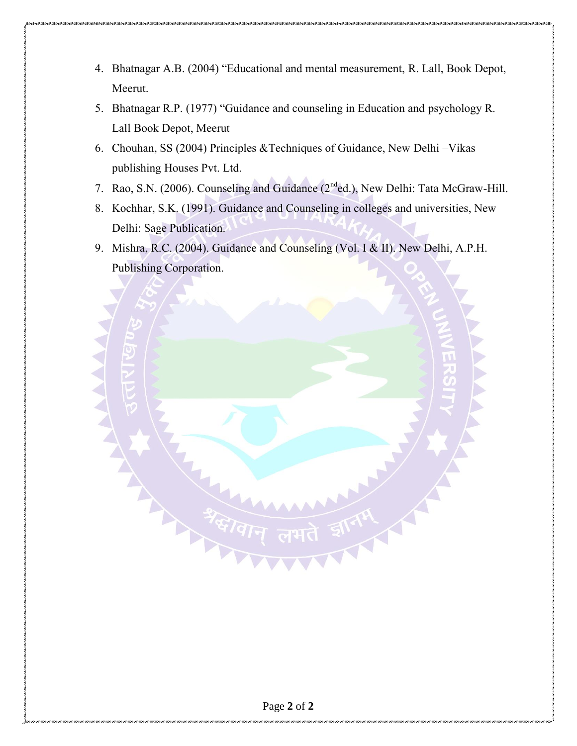4. Bhatnagar A.B. (2004) “Educational and mental measurement, R. Lall, Book Depot, Meerut.
5. Bhatnagar R.P. (1977) “Guidance and counseling in Education and psychology R. Lall Book Depot, Meerut
6. Chouhan, SS (2004) Principles &Techniques of Guidance, New Delhi –Vikas publishing Houses Pvt. Ltd.
7. Rao, S.N. (2006). Counseling and Guidance (2nd ed.), New Delhi: Tata McGraw-Hill.
8. Kochhar, S.K. (1991). Guidance and Counseling in colleges and universities, New Delhi: Sage Publication.
9. Mishra, R.C. (2004). Guidance and Counseling (Vol. I & II). New Delhi, A.P.H. Publishing Corporation.